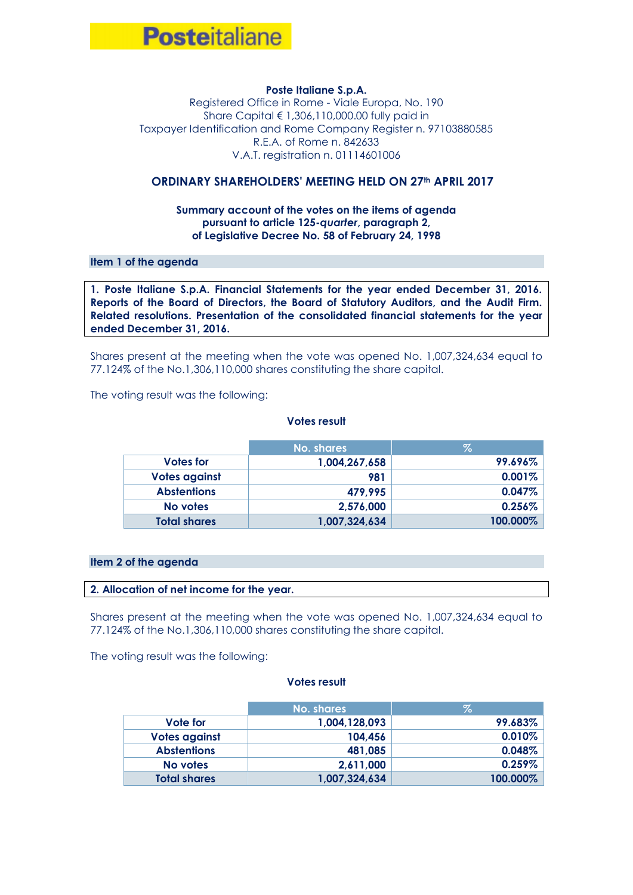**Posteitaliane**

**Poste Italiane S.p.A.**
Registered Office in Rome - Viale Europa, No. 190
Share Capital € 1,306,110,000.00 fully paid in
Taxpayer Identification and Rome Company Register n. 97103880585
R.E.A. of Rome n. 842633
V.A.T. registration n. 01114601006

## ORDINARY SHAREHOLDERS' MEETING HELD ON 27th APRIL 2017

**Summary account of the votes on the items of agenda pursuant to article 125-*quarter*, paragraph 2, of Legislative Decree No. 58 of February 24, 1998**

### Item 1 of the agenda

**1. Poste Italiane S.p.A. Financial Statements for the year ended December 31, 2016. Reports of the Board of Directors, the Board of Statutory Auditors, and the Audit Firm. Related resolutions. Presentation of the consolidated financial statements for the year ended December 31, 2016.**

Shares present at the meeting when the vote was opened No. 1,007,324,634 equal to 77.124% of the No.1,306,110,000 shares constituting the share capital.

The voting result was the following:

**Votes result**

| | No. shares | % |
|---|---|---|
| **Votes for** | **1,004,267,658** | **99.696%** |
| **Votes against** | **981** | **0.001%** |
| **Abstentions** | **479,995** | **0.047%** |
| **No votes** | **2,576,000** | **0.256%** |
| **Total shares** | **1,007,324,634** | **100.000%** |

### Item 2 of the agenda

**2. Allocation of net income for the year.**

Shares present at the meeting when the vote was opened No. 1,007,324,634 equal to 77.124% of the No.1,306,110,000 shares constituting the share capital.

The voting result was the following:

**Votes result**

| | No. shares | % |
|---|---|---|
| **Vote for** | **1,004,128,093** | **99.683%** |
| **Votes against** | **104,456** | **0.010%** |
| **Abstentions** | **481,085** | **0.048%** |
| **No votes** | **2,611,000** | **0.259%** |
| **Total shares** | **1,007,324,634** | **100.000%** |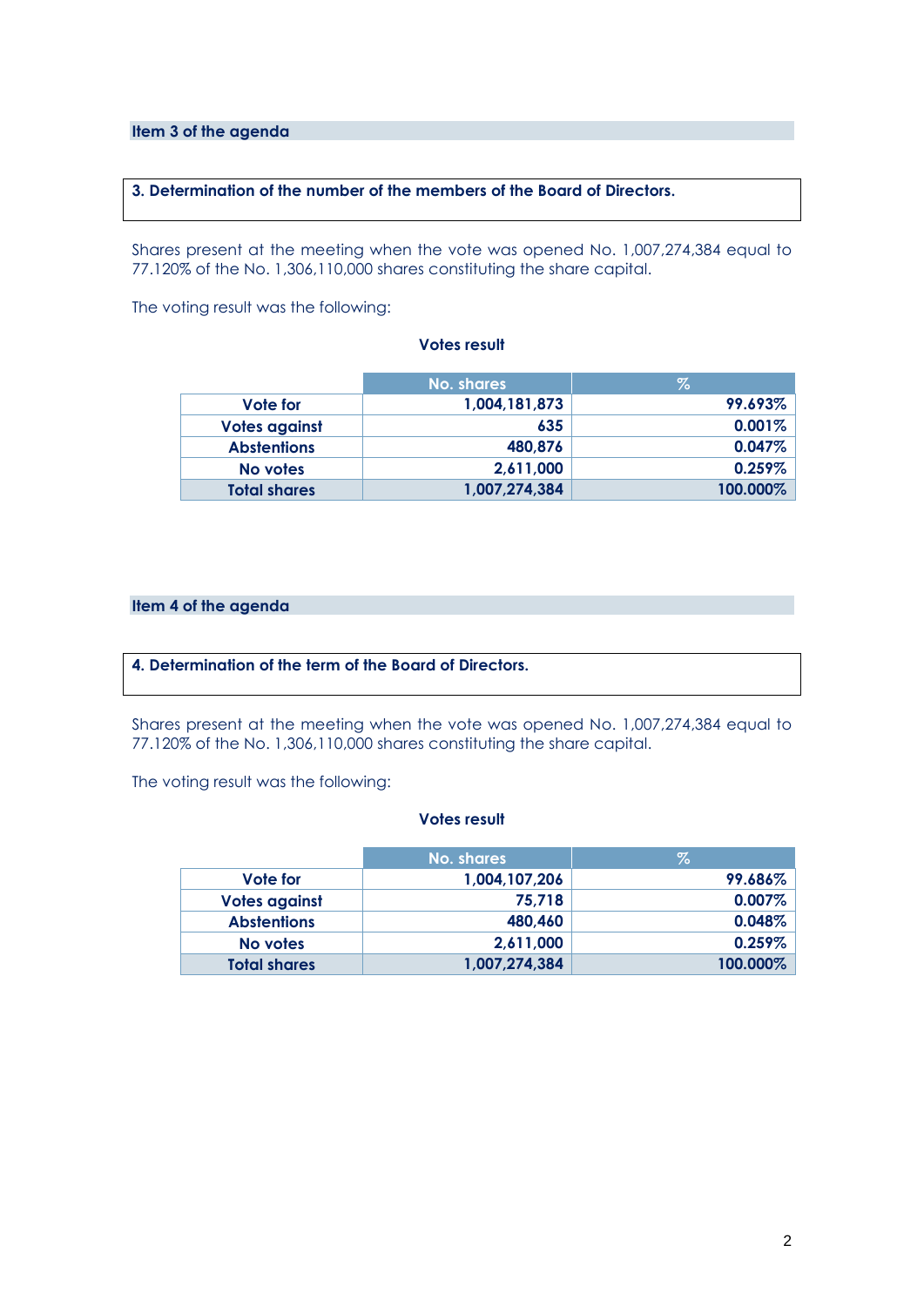## Item 3 of the agenda

**3. Determination of the number of the members of the Board of Directors.**

Shares present at the meeting when the vote was opened No. 1,007,274,384 equal to 77.120% of the No. 1,306,110,000 shares constituting the share capital.

The voting result was the following:

**Votes result**

| | No. shares | % |
|---|---|---|
| **Vote for** | **1,004,181,873** | **99.693%** |
| **Votes against** | **635** | **0.001%** |
| **Abstentions** | **480,876** | **0.047%** |
| **No votes** | **2,611,000** | **0.259%** |
| **Total shares** | **1,007,274,384** | **100.000%** |

## Item 4 of the agenda

**4. Determination of the term of the Board of Directors.**

Shares present at the meeting when the vote was opened No. 1,007,274,384 equal to 77.120% of the No. 1,306,110,000 shares constituting the share capital.

The voting result was the following:

**Votes result**

| | No. shares | % |
|---|---|---|
| **Vote for** | **1,004,107,206** | **99.686%** |
| **Votes against** | **75,718** | **0.007%** |
| **Abstentions** | **480,460** | **0.048%** |
| **No votes** | **2,611,000** | **0.259%** |
| **Total shares** | **1,007,274,384** | **100.000%** |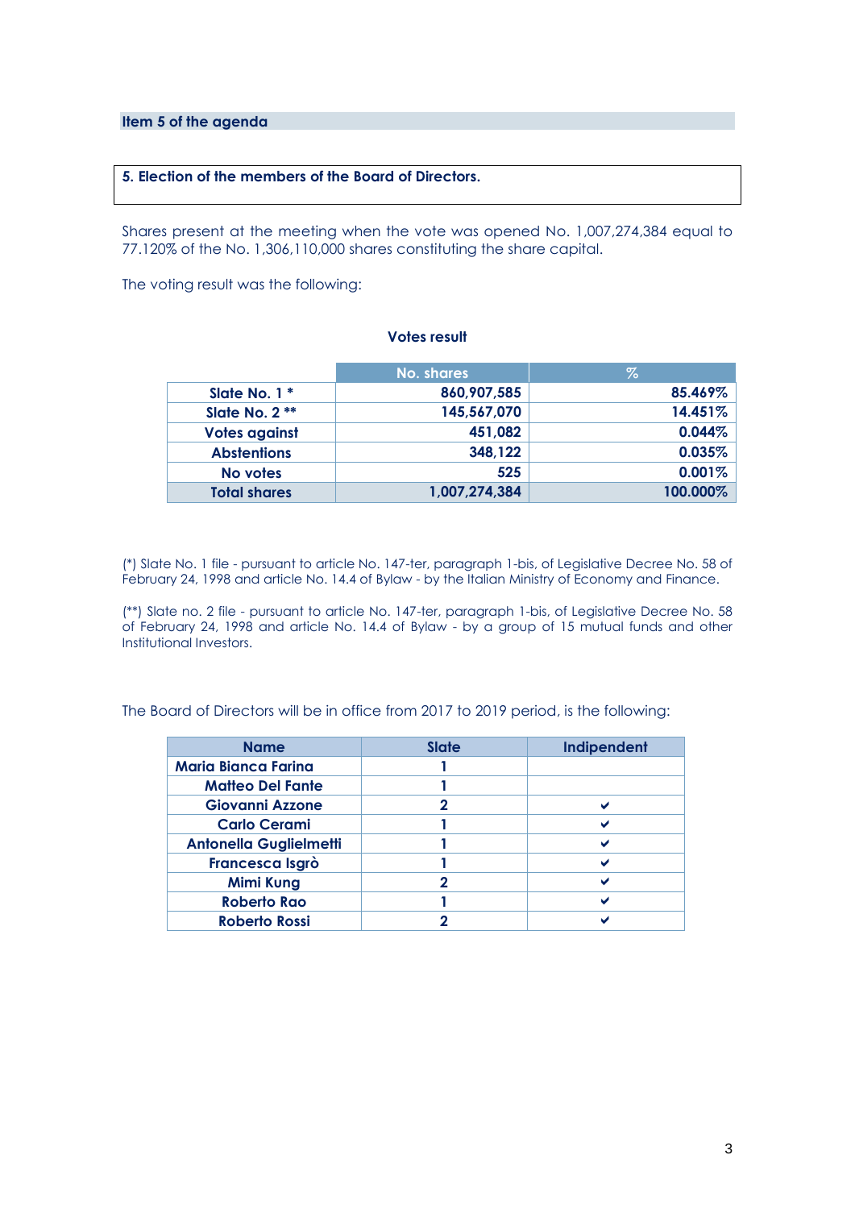## Item 5 of the agenda

### 5. Election of the members of the Board of Directors.

Shares present at the meeting when the vote was opened No. 1,007,274,384 equal to 77.120% of the No. 1,306,110,000 shares constituting the share capital.

The voting result was the following:

**Votes result**

| | No. shares | % |
|---|---|---|
| **Slate No. 1 *** | **860,907,585** | **85.469%** |
| **Slate No. 2 **** | **145,567,070** | **14.451%** |
| **Votes against** | **451,082** | **0.044%** |
| **Abstentions** | **348,122** | **0.035%** |
| **No votes** | **525** | **0.001%** |
| **Total shares** | **1,007,274,384** | **100.000%** |

(*) Slate No. 1 file - pursuant to article No. 147-ter, paragraph 1-bis, of Legislative Decree No. 58 of February 24, 1998 and article No. 14.4 of Bylaw - by the Italian Ministry of Economy and Finance.

(**) Slate no. 2 file - pursuant to article No. 147-ter, paragraph 1-bis, of Legislative Decree No. 58 of February 24, 1998 and article No. 14.4 of Bylaw - by a group of 15 mutual funds and other Institutional Investors.

The Board of Directors will be in office from 2017 to 2019 period, is the following:

| Name | Slate | Indipendent |
|---|---|---|
| **Maria Bianca Farina** | **1** | |
| **Matteo Del Fante** | **1** | |
| **Giovanni Azzone** | **2** | ✔ |
| **Carlo Cerami** | **1** | ✔ |
| **Antonella Guglielmetti** | **1** | ✔ |
| **Francesca Isgrò** | **1** | ✔ |
| **Mimi Kung** | **2** | ✔ |
| **Roberto Rao** | **1** | ✔ |
| **Roberto Rossi** | **2** | ✔ |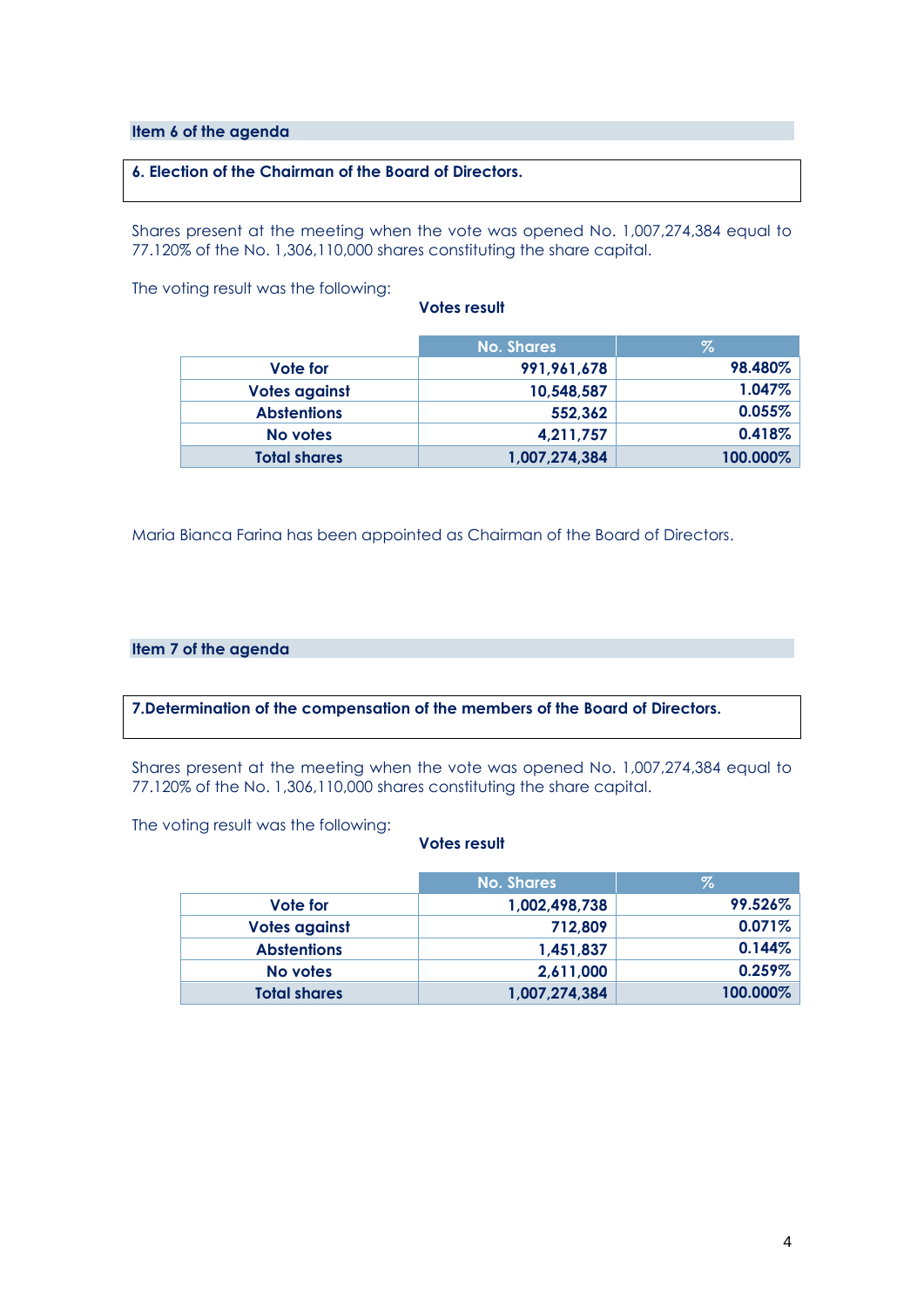## Item 6 of the agenda

**6. Election of the Chairman of the Board of Directors.**

Shares present at the meeting when the vote was opened No. 1,007,274,384 equal to 77.120% of the No. 1,306,110,000 shares constituting the share capital.

The voting result was the following:

**Votes result**

| | No. Shares | % |
|---|---|---|
| **Vote for** | **991,961,678** | **98.480%** |
| **Votes against** | **10,548,587** | **1.047%** |
| **Abstentions** | **552,362** | **0.055%** |
| **No votes** | **4,211,757** | **0.418%** |
| **Total shares** | **1,007,274,384** | **100.000%** |

Maria Bianca Farina has been appointed as Chairman of the Board of Directors.

## Item 7 of the agenda

**7.Determination of the compensation of the members of the Board of Directors.**

Shares present at the meeting when the vote was opened No. 1,007,274,384 equal to 77.120% of the No. 1,306,110,000 shares constituting the share capital.

The voting result was the following:

**Votes result**

| | No. Shares | % |
|---|---|---|
| **Vote for** | **1,002,498,738** | **99.526%** |
| **Votes against** | **712,809** | **0.071%** |
| **Abstentions** | **1,451,837** | **0.144%** |
| **No votes** | **2,611,000** | **0.259%** |
| **Total shares** | **1,007,274,384** | **100.000%** |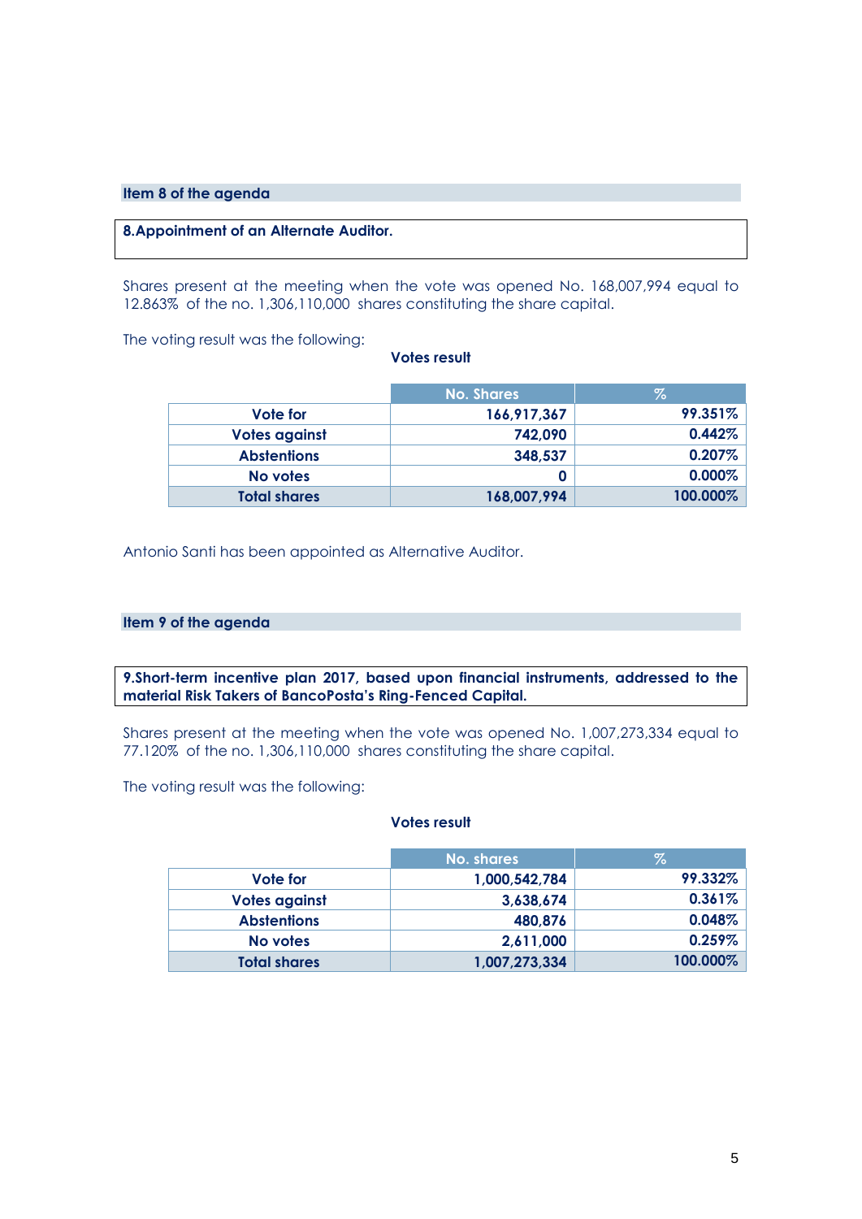## Item 8 of the agenda

**8.Appointment of an Alternate Auditor.**

Shares present at the meeting when the vote was opened No. 168,007,994 equal to 12.863% of the no. 1,306,110,000 shares constituting the share capital.

The voting result was the following:

**Votes result**

| | No. Shares | % |
|---|---|---|
| **Vote for** | **166,917,367** | **99.351%** |
| **Votes against** | **742,090** | **0.442%** |
| **Abstentions** | **348,537** | **0.207%** |
| **No votes** | **0** | **0.000%** |
| **Total shares** | **168,007,994** | **100.000%** |

Antonio Santi has been appointed as Alternative Auditor.

## Item 9 of the agenda

**9.Short-term incentive plan 2017, based upon financial instruments, addressed to the material Risk Takers of BancoPosta's Ring-Fenced Capital.**

Shares present at the meeting when the vote was opened No. 1,007,273,334 equal to 77.120% of the no. 1,306,110,000 shares constituting the share capital.

The voting result was the following:

**Votes result**

| | No. shares | % |
|---|---|---|
| **Vote for** | **1,000,542,784** | **99.332%** |
| **Votes against** | **3,638,674** | **0.361%** |
| **Abstentions** | **480,876** | **0.048%** |
| **No votes** | **2,611,000** | **0.259%** |
| **Total shares** | **1,007,273,334** | **100.000%** |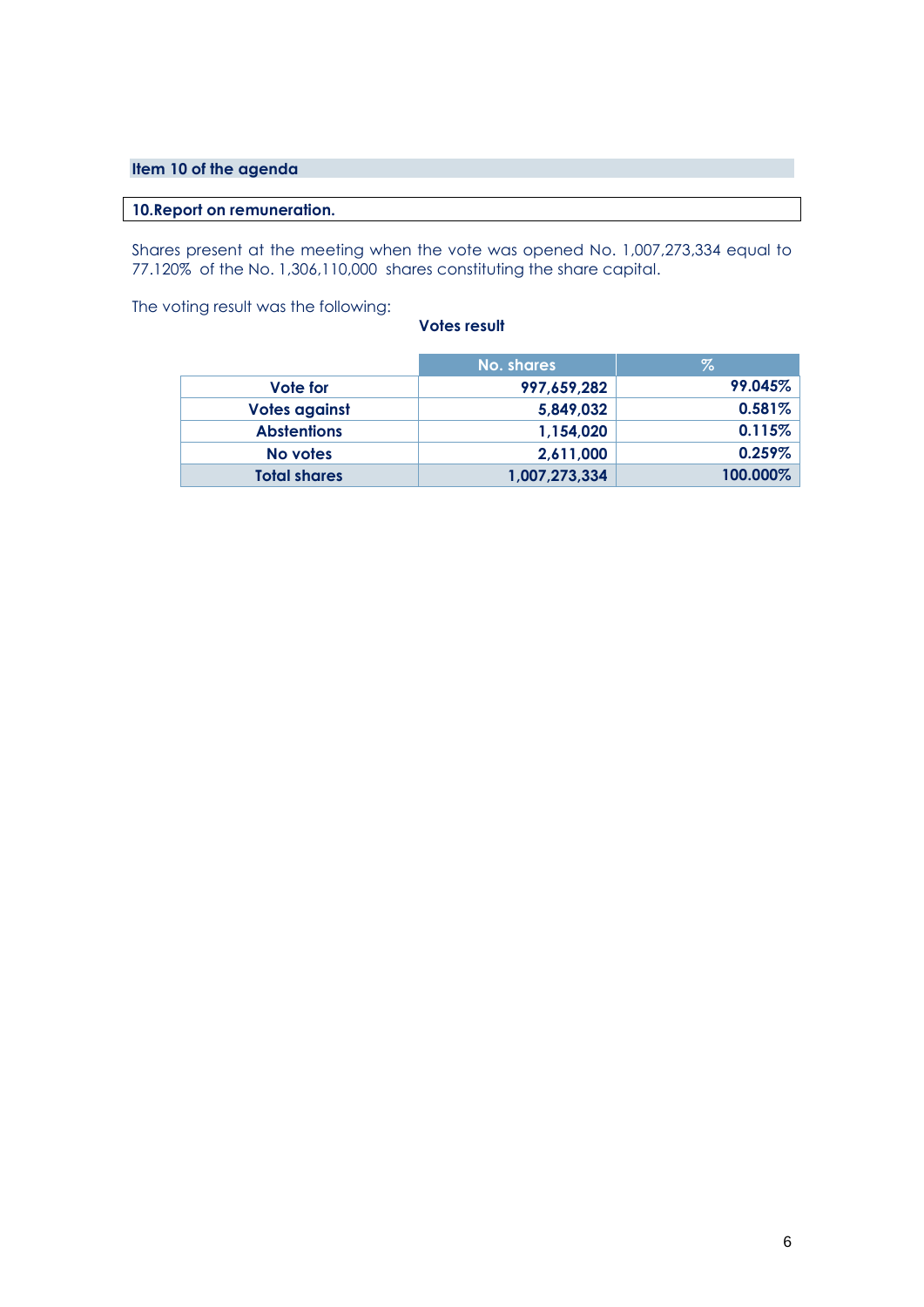**Item 10 of the agenda**

**10.Report on remuneration.**

Shares present at the meeting when the vote was opened No. 1,007,273,334 equal to 77.120% of the No. 1,306,110,000 shares constituting the share capital.

The voting result was the following:

**Votes result**

| | No. shares | % |
|---|---|---|
| **Vote for** | **997,659,282** | **99.045%** |
| **Votes against** | **5,849,032** | **0.581%** |
| **Abstentions** | **1,154,020** | **0.115%** |
| **No votes** | **2,611,000** | **0.259%** |
| **Total shares** | **1,007,273,334** | **100.000%** |